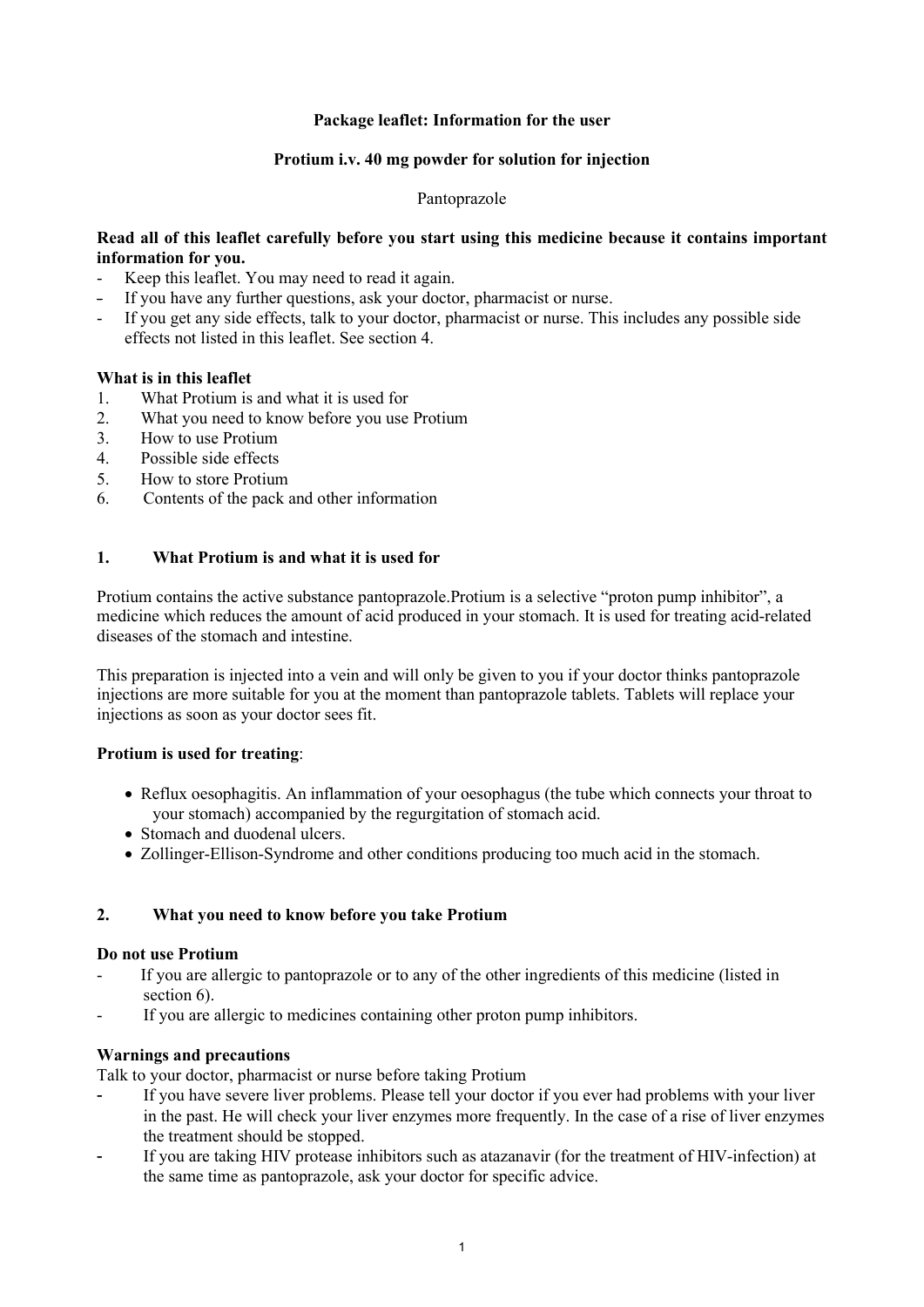**Package leaflet: Information for the user**

**Protium i.v. 40 mg powder for solution for injection**

Pantoprazole

**Read all of this leaflet carefully before you start using this medicine because it contains important information for you.**

- Keep this leaflet. You may need to read it again.
- If you have any further questions, ask your doctor, pharmacist or nurse.
- If you get any side effects, talk to your doctor, pharmacist or nurse. This includes any possible side effects not listed in this leaflet. See section 4.

**What is in this leaflet**

1. What Protium is and what it is used for
2. What you need to know before you use Protium
3. How to use Protium
4. Possible side effects
5. How to store Protium
6. Contents of the pack and other information

## 1. What Protium is and what it is used for

Protium contains the active substance pantoprazole.Protium is a selective "proton pump inhibitor", a medicine which reduces the amount of acid produced in your stomach. It is used for treating acid-related diseases of the stomach and intestine.

This preparation is injected into a vein and will only be given to you if your doctor thinks pantoprazole injections are more suitable for you at the moment than pantoprazole tablets. Tablets will replace your injections as soon as your doctor sees fit.

**Protium is used for treating**:

- Reflux oesophagitis. An inflammation of your oesophagus (the tube which connects your throat to your stomach) accompanied by the regurgitation of stomach acid.
- Stomach and duodenal ulcers.
- Zollinger-Ellison-Syndrome and other conditions producing too much acid in the stomach.

## 2. What you need to know before you take Protium

**Do not use Protium**

- If you are allergic to pantoprazole or to any of the other ingredients of this medicine (listed in section 6).
- If you are allergic to medicines containing other proton pump inhibitors.

**Warnings and precautions**

Talk to your doctor, pharmacist or nurse before taking Protium

- If you have severe liver problems. Please tell your doctor if you ever had problems with your liver in the past. He will check your liver enzymes more frequently. In the case of a rise of liver enzymes the treatment should be stopped.
- If you are taking HIV protease inhibitors such as atazanavir (for the treatment of HIV-infection) at the same time as pantoprazole, ask your doctor for specific advice.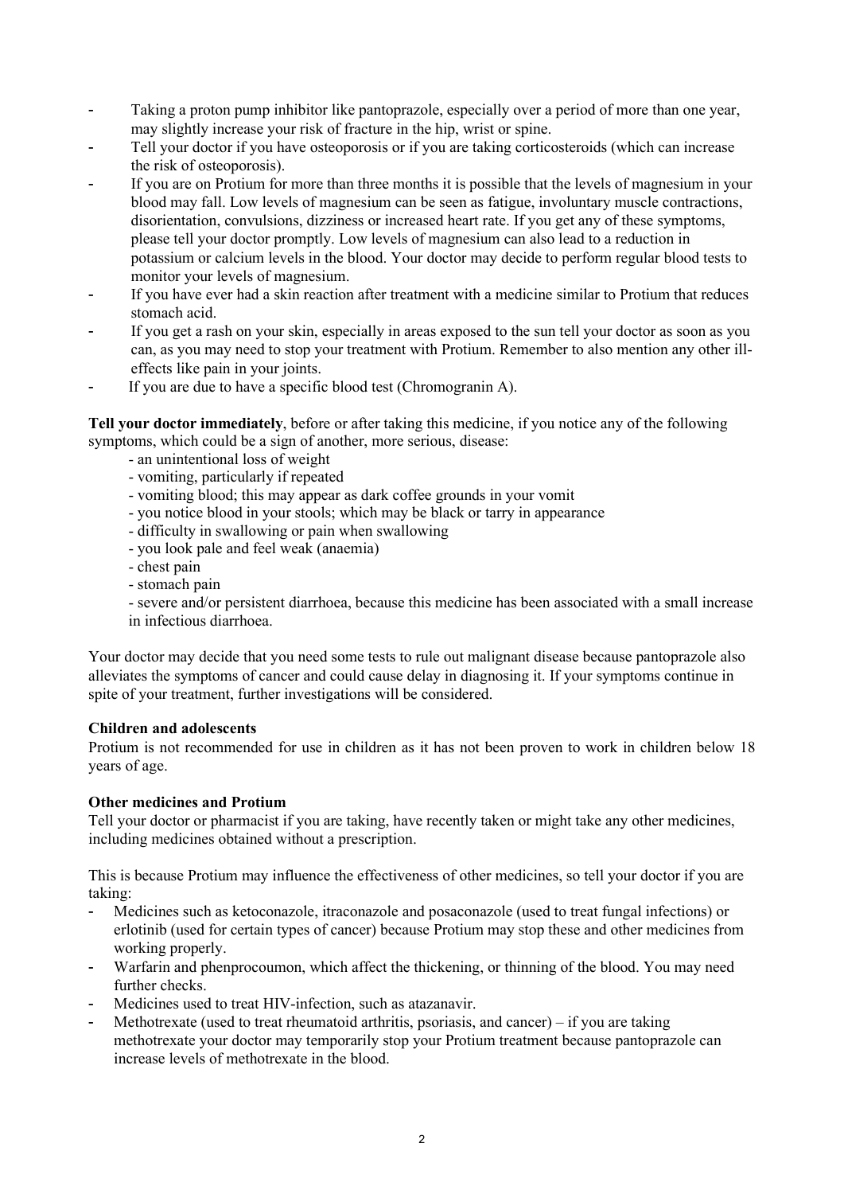- Taking a proton pump inhibitor like pantoprazole, especially over a period of more than one year, may slightly increase your risk of fracture in the hip, wrist or spine.
- Tell your doctor if you have osteoporosis or if you are taking corticosteroids (which can increase the risk of osteoporosis).
- If you are on Protium for more than three months it is possible that the levels of magnesium in your blood may fall. Low levels of magnesium can be seen as fatigue, involuntary muscle contractions, disorientation, convulsions, dizziness or increased heart rate. If you get any of these symptoms, please tell your doctor promptly. Low levels of magnesium can also lead to a reduction in potassium or calcium levels in the blood. Your doctor may decide to perform regular blood tests to monitor your levels of magnesium.
- If you have ever had a skin reaction after treatment with a medicine similar to Protium that reduces stomach acid.
- If you get a rash on your skin, especially in areas exposed to the sun tell your doctor as soon as you can, as you may need to stop your treatment with Protium. Remember to also mention any other ill-effects like pain in your joints.
- If you are due to have a specific blood test (Chromogranin A).

**Tell your doctor immediately**, before or after taking this medicine, if you notice any of the following symptoms, which could be a sign of another, more serious, disease:

- an unintentional loss of weight
- vomiting, particularly if repeated
- vomiting blood; this may appear as dark coffee grounds in your vomit
- you notice blood in your stools; which may be black or tarry in appearance
- difficulty in swallowing or pain when swallowing
- you look pale and feel weak (anaemia)
- chest pain
- stomach pain
- severe and/or persistent diarrhoea, because this medicine has been associated with a small increase in infectious diarrhoea.

Your doctor may decide that you need some tests to rule out malignant disease because pantoprazole also alleviates the symptoms of cancer and could cause delay in diagnosing it. If your symptoms continue in spite of your treatment, further investigations will be considered.

**Children and adolescents**

Protium is not recommended for use in children as it has not been proven to work in children below 18 years of age.

**Other medicines and Protium**

Tell your doctor or pharmacist if you are taking, have recently taken or might take any other medicines, including medicines obtained without a prescription.

This is because Protium may influence the effectiveness of other medicines, so tell your doctor if you are taking:

- Medicines such as ketoconazole, itraconazole and posaconazole (used to treat fungal infections) or erlotinib (used for certain types of cancer) because Protium may stop these and other medicines from working properly.
- Warfarin and phenprocoumon, which affect the thickening, or thinning of the blood. You may need further checks.
- Medicines used to treat HIV-infection, such as atazanavir.
- Methotrexate (used to treat rheumatoid arthritis, psoriasis, and cancer) – if you are taking methotrexate your doctor may temporarily stop your Protium treatment because pantoprazole can increase levels of methotrexate in the blood.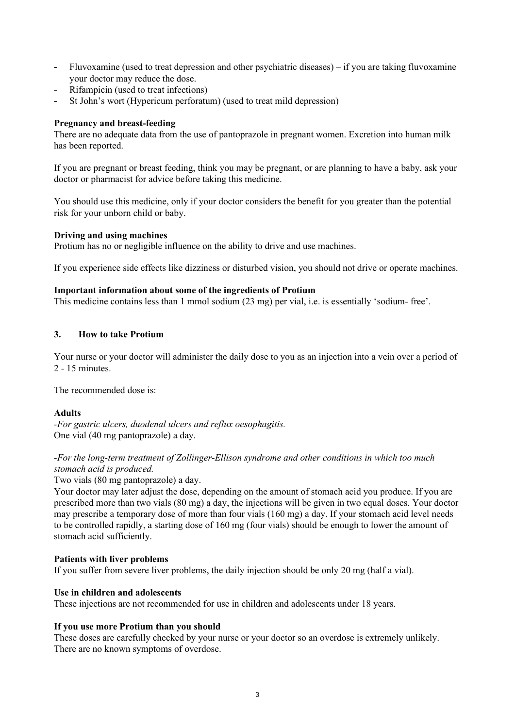- Fluvoxamine (used to treat depression and other psychiatric diseases) – if you are taking fluvoxamine your doctor may reduce the dose.
- Rifampicin (used to treat infections)
- St John's wort (Hypericum perforatum) (used to treat mild depression)

**Pregnancy and breast-feeding**

There are no adequate data from the use of pantoprazole in pregnant women. Excretion into human milk has been reported.

If you are pregnant or breast feeding, think you may be pregnant, or are planning to have a baby, ask your doctor or pharmacist for advice before taking this medicine.

You should use this medicine, only if your doctor considers the benefit for you greater than the potential risk for your unborn child or baby.

**Driving and using machines**

Protium has no or negligible influence on the ability to drive and use machines.

If you experience side effects like dizziness or disturbed vision, you should not drive or operate machines.

**Important information about some of the ingredients of Protium**

This medicine contains less than 1 mmol sodium (23 mg) per vial, i.e. is essentially 'sodium- free'.

## 3. How to take Protium

Your nurse or your doctor will administer the daily dose to you as an injection into a vein over a period of 2 - 15 minutes.

The recommended dose is:

**Adults**

*-For gastric ulcers, duodenal ulcers and reflux oesophagitis.*

One vial (40 mg pantoprazole) a day.

*-For the long-term treatment of Zollinger-Ellison syndrome and other conditions in which too much stomach acid is produced.*

Two vials (80 mg pantoprazole) a day.

Your doctor may later adjust the dose, depending on the amount of stomach acid you produce. If you are prescribed more than two vials (80 mg) a day, the injections will be given in two equal doses. Your doctor may prescribe a temporary dose of more than four vials (160 mg) a day. If your stomach acid level needs to be controlled rapidly, a starting dose of 160 mg (four vials) should be enough to lower the amount of stomach acid sufficiently.

**Patients with liver problems**

If you suffer from severe liver problems, the daily injection should be only 20 mg (half a vial).

**Use in children and adolescents**

These injections are not recommended for use in children and adolescents under 18 years.

**If you use more Protium than you should**

These doses are carefully checked by your nurse or your doctor so an overdose is extremely unlikely. There are no known symptoms of overdose.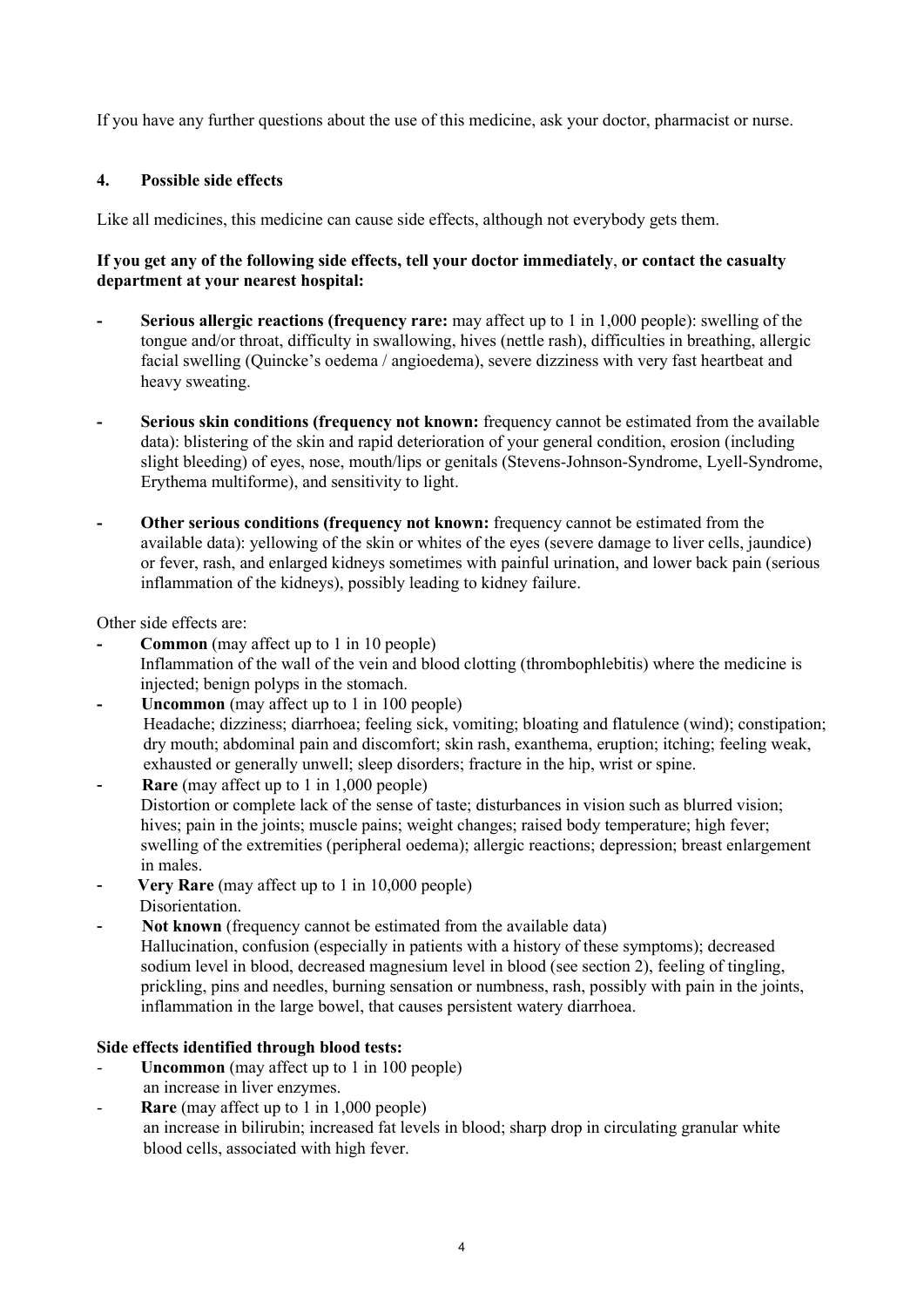If you have any further questions about the use of this medicine, ask your doctor, pharmacist or nurse.

## 4. Possible side effects

Like all medicines, this medicine can cause side effects, although not everybody gets them.

**If you get any of the following side effects, tell your doctor immediately, or contact the casualty department at your nearest hospital:**

- **Serious allergic reactions (frequency rare:** may affect up to 1 in 1,000 people): swelling of the tongue and/or throat, difficulty in swallowing, hives (nettle rash), difficulties in breathing, allergic facial swelling (Quincke's oedema / angioedema), severe dizziness with very fast heartbeat and heavy sweating.

- **Serious skin conditions (frequency not known:** frequency cannot be estimated from the available data): blistering of the skin and rapid deterioration of your general condition, erosion (including slight bleeding) of eyes, nose, mouth/lips or genitals (Stevens-Johnson-Syndrome, Lyell-Syndrome, Erythema multiforme), and sensitivity to light.

- **Other serious conditions (frequency not known:** frequency cannot be estimated from the available data): yellowing of the skin or whites of the eyes (severe damage to liver cells, jaundice) or fever, rash, and enlarged kidneys sometimes with painful urination, and lower back pain (serious inflammation of the kidneys), possibly leading to kidney failure.

Other side effects are:

- **Common** (may affect up to 1 in 10 people)
  Inflammation of the wall of the vein and blood clotting (thrombophlebitis) where the medicine is injected; benign polyps in the stomach.
- **Uncommon** (may affect up to 1 in 100 people)
  Headache; dizziness; diarrhoea; feeling sick, vomiting; bloating and flatulence (wind); constipation; dry mouth; abdominal pain and discomfort; skin rash, exanthema, eruption; itching; feeling weak, exhausted or generally unwell; sleep disorders; fracture in the hip, wrist or spine.
- **Rare** (may affect up to 1 in 1,000 people)
  Distortion or complete lack of the sense of taste; disturbances in vision such as blurred vision; hives; pain in the joints; muscle pains; weight changes; raised body temperature; high fever; swelling of the extremities (peripheral oedema); allergic reactions; depression; breast enlargement in males.
- **Very Rare** (may affect up to 1 in 10,000 people)
  Disorientation.
- **Not known** (frequency cannot be estimated from the available data)
  Hallucination, confusion (especially in patients with a history of these symptoms); decreased sodium level in blood, decreased magnesium level in blood (see section 2), feeling of tingling, prickling, pins and needles, burning sensation or numbness, rash, possibly with pain in the joints, inflammation in the large bowel, that causes persistent watery diarrhoea.

**Side effects identified through blood tests:**

- **Uncommon** (may affect up to 1 in 100 people)
  an increase in liver enzymes.
- **Rare** (may affect up to 1 in 1,000 people)
  an increase in bilirubin; increased fat levels in blood; sharp drop in circulating granular white blood cells, associated with high fever.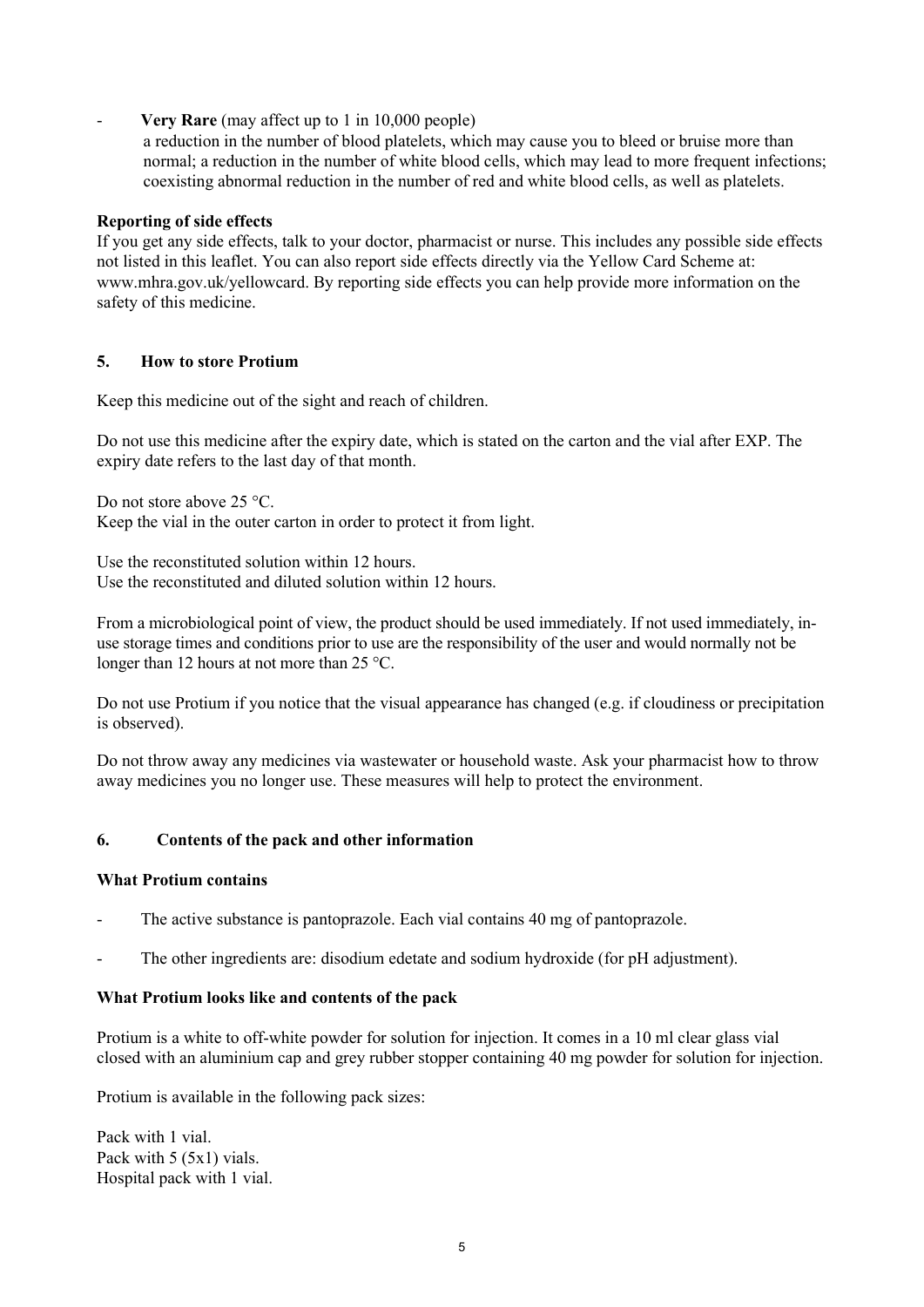- **Very Rare** (may affect up to 1 in 10,000 people)
  a reduction in the number of blood platelets, which may cause you to bleed or bruise more than normal; a reduction in the number of white blood cells, which may lead to more frequent infections; coexisting abnormal reduction in the number of red and white blood cells, as well as platelets.

**Reporting of side effects**

If you get any side effects, talk to your doctor, pharmacist or nurse. This includes any possible side effects not listed in this leaflet. You can also report side effects directly via the Yellow Card Scheme at: www.mhra.gov.uk/yellowcard. By reporting side effects you can help provide more information on the safety of this medicine.

## 5. How to store Protium

Keep this medicine out of the sight and reach of children.

Do not use this medicine after the expiry date, which is stated on the carton and the vial after EXP. The expiry date refers to the last day of that month.

Do not store above 25 °C.
Keep the vial in the outer carton in order to protect it from light.

Use the reconstituted solution within 12 hours.
Use the reconstituted and diluted solution within 12 hours.

From a microbiological point of view, the product should be used immediately. If not used immediately, in-use storage times and conditions prior to use are the responsibility of the user and would normally not be longer than 12 hours at not more than 25 °C.

Do not use Protium if you notice that the visual appearance has changed (e.g. if cloudiness or precipitation is observed).

Do not throw away any medicines via wastewater or household waste. Ask your pharmacist how to throw away medicines you no longer use. These measures will help to protect the environment.

## 6. Contents of the pack and other information

**What Protium contains**

- The active substance is pantoprazole. Each vial contains 40 mg of pantoprazole.
- The other ingredients are: disodium edetate and sodium hydroxide (for pH adjustment).

**What Protium looks like and contents of the pack**

Protium is a white to off-white powder for solution for injection. It comes in a 10 ml clear glass vial closed with an aluminium cap and grey rubber stopper containing 40 mg powder for solution for injection.

Protium is available in the following pack sizes:

Pack with 1 vial.
Pack with 5 (5x1) vials.
Hospital pack with 1 vial.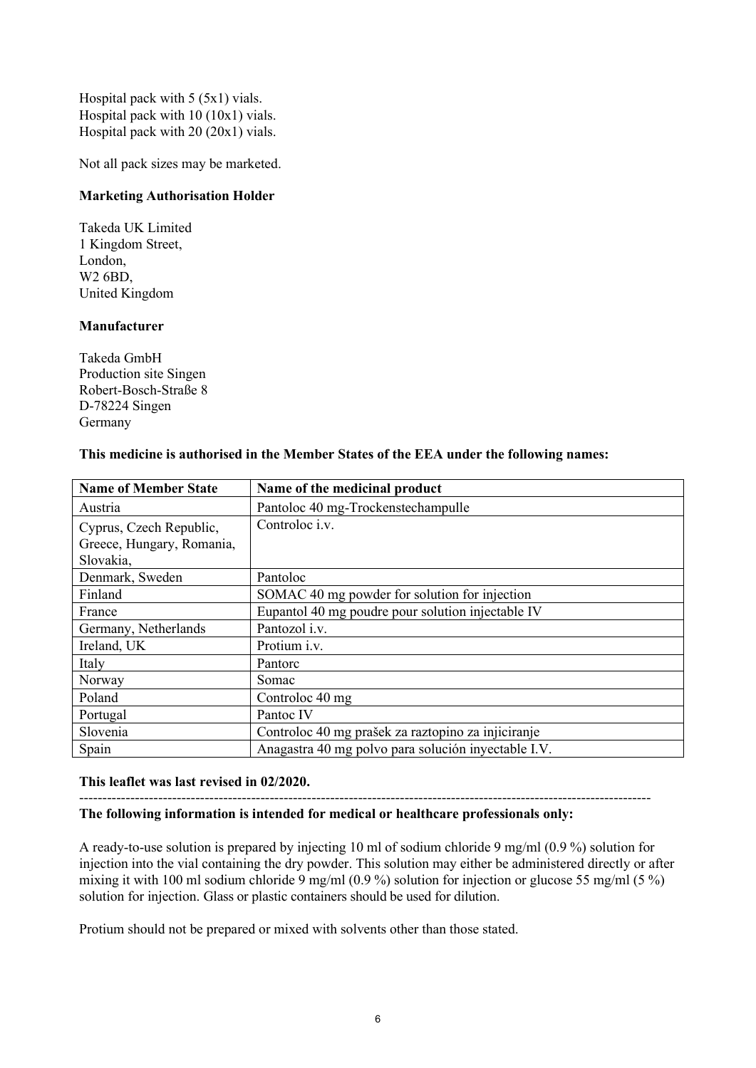Hospital pack with 5 (5x1) vials.
Hospital pack with 10 (10x1) vials.
Hospital pack with 20 (20x1) vials.

Not all pack sizes may be marketed.

**Marketing Authorisation Holder**

Takeda UK Limited
1 Kingdom Street,
London,
W2 6BD,
United Kingdom

**Manufacturer**

Takeda GmbH
Production site Singen
Robert-Bosch-Straße 8
D-78224 Singen
Germany

**This medicine is authorised in the Member States of the EEA under the following names:**

| Name of Member State | Name of the medicinal product |
|---|---|
| Austria | Pantoloc 40 mg-Trockenstechampulle |
| Cyprus, Czech Republic, Greece, Hungary, Romania, Slovakia, | Controloc i.v. |
| Denmark, Sweden | Pantoloc |
| Finland | SOMAC 40 mg powder for solution for injection |
| France | Eupantol 40 mg poudre pour solution injectable IV |
| Germany, Netherlands | Pantozol i.v. |
| Ireland, UK | Protium i.v. |
| Italy | Pantorc |
| Norway | Somac |
| Poland | Controloc 40 mg |
| Portugal | Pantoc IV |
| Slovenia | Controloc 40 mg prašek za raztopino za injiciranje |
| Spain | Anagastra 40 mg polvo para solución inyectable I.V. |

**This leaflet was last revised in 02/2020.**

---

**The following information is intended for medical or healthcare professionals only:**

A ready-to-use solution is prepared by injecting 10 ml of sodium chloride 9 mg/ml (0.9 %) solution for injection into the vial containing the dry powder. This solution may either be administered directly or after mixing it with 100 ml sodium chloride 9 mg/ml (0.9 %) solution for injection or glucose 55 mg/ml (5 %) solution for injection. Glass or plastic containers should be used for dilution.

Protium should not be prepared or mixed with solvents other than those stated.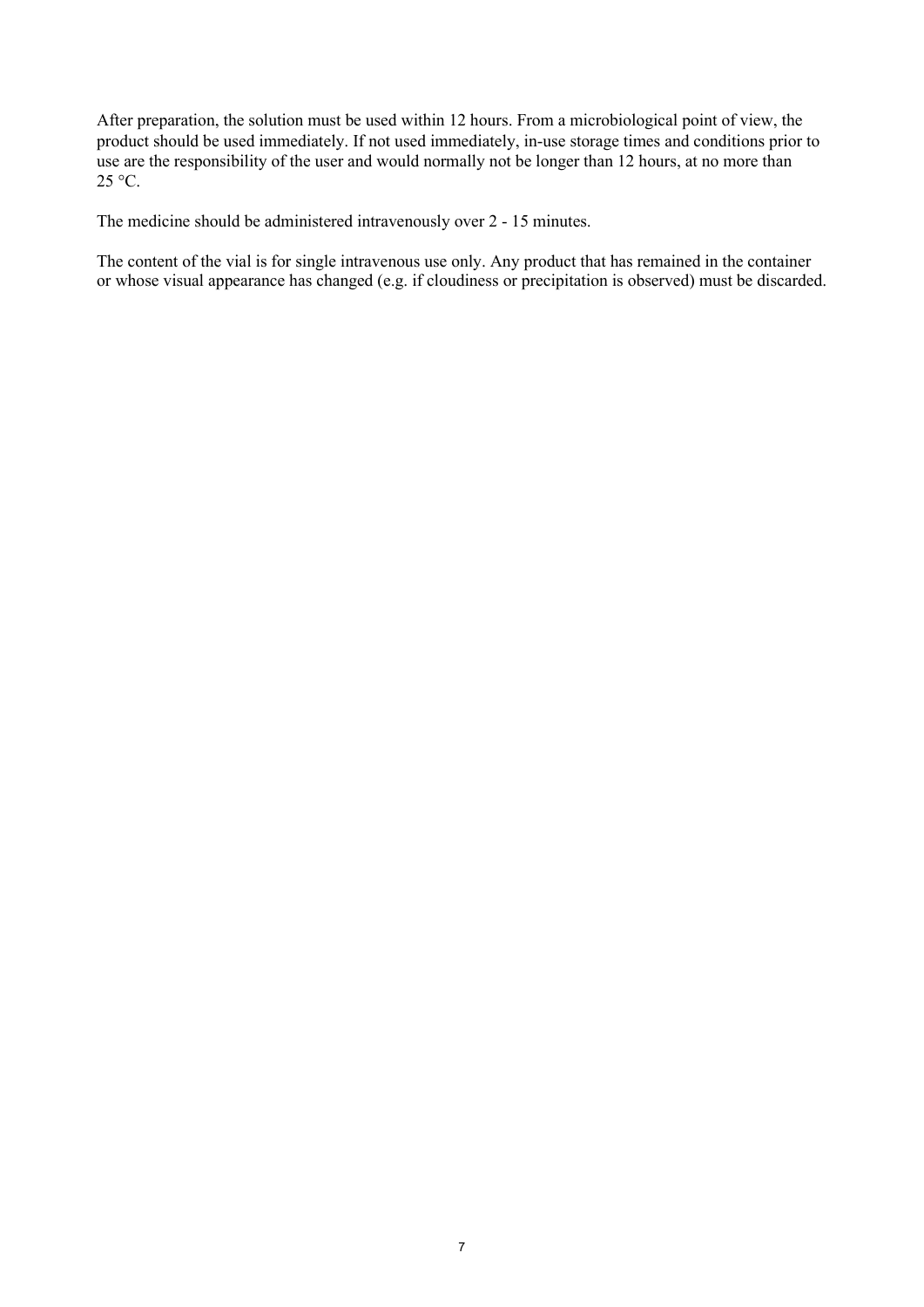After preparation, the solution must be used within 12 hours. From a microbiological point of view, the product should be used immediately. If not used immediately, in-use storage times and conditions prior to use are the responsibility of the user and would normally not be longer than 12 hours, at no more than 25 °C.

The medicine should be administered intravenously over 2 - 15 minutes.

The content of the vial is for single intravenous use only. Any product that has remained in the container or whose visual appearance has changed (e.g. if cloudiness or precipitation is observed) must be discarded.